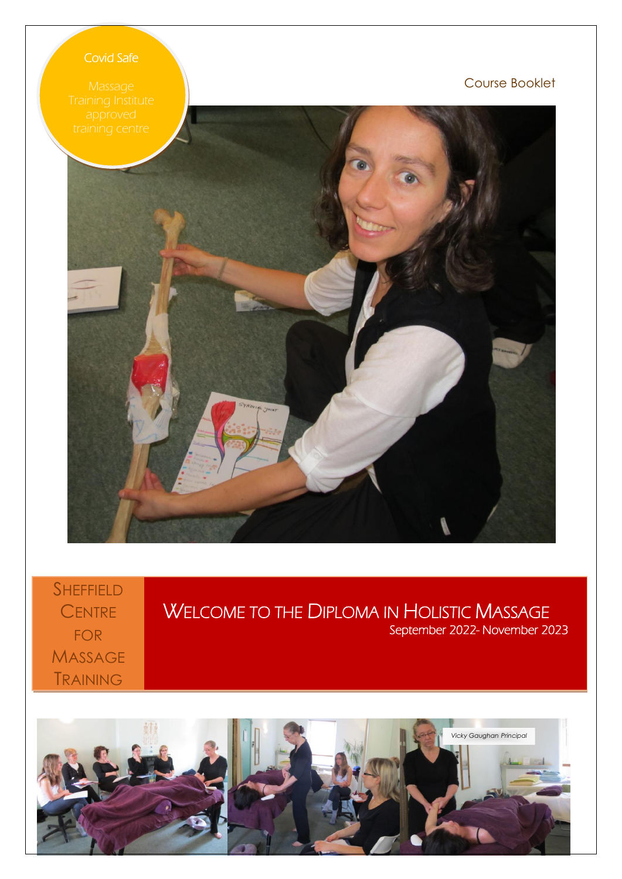Covid Safe

Massage Training Institute approved training centre

Course Booklet

Sheffield Centre for Massage Training

# Welcome to the Diploma in Holistic Massage

September 2022- November 2023

*Vicky Gaughan Principal*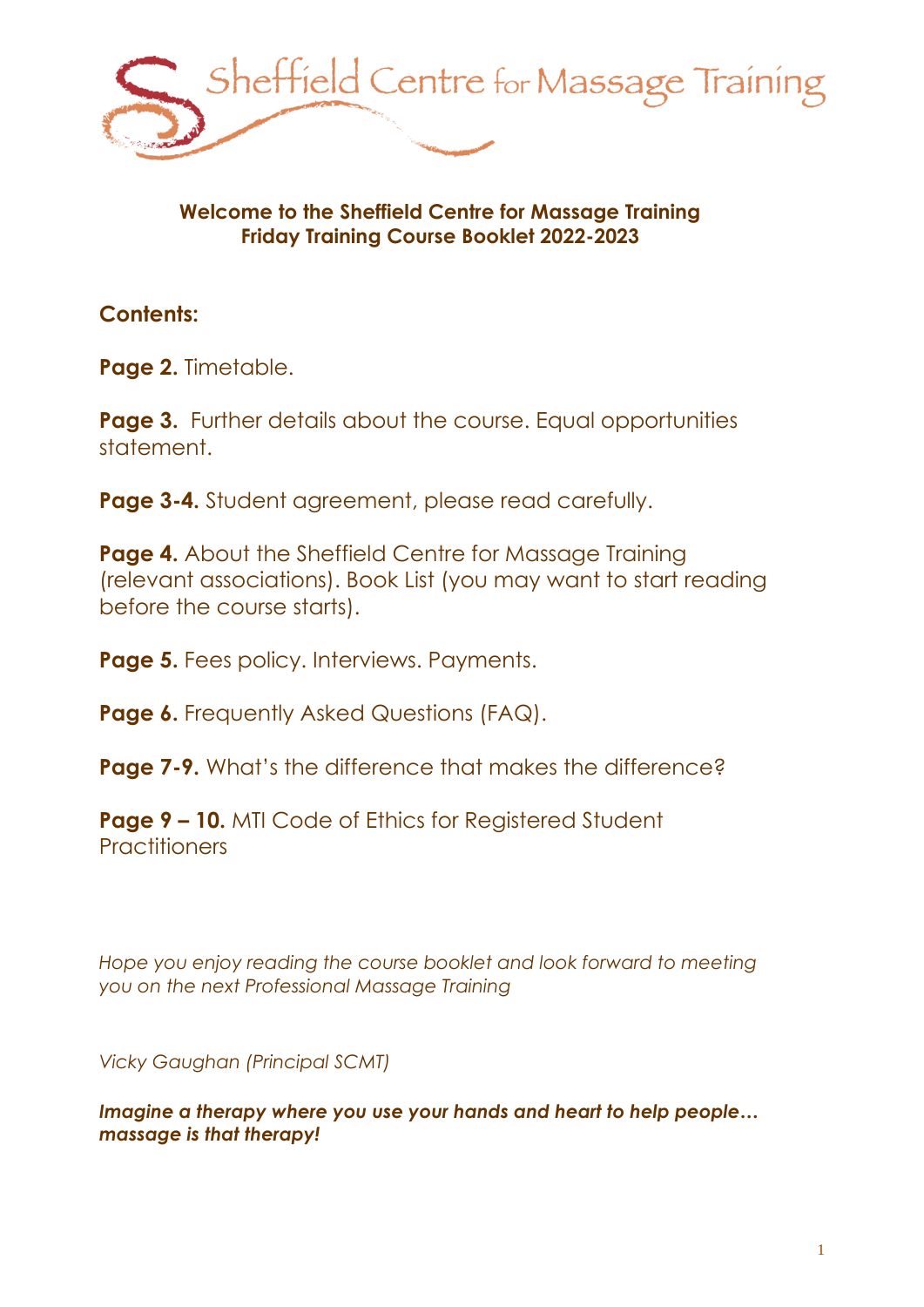# Sheffield Centre for Massage Training

**Welcome to the Sheffield Centre for Massage Training**
**Friday Training Course Booklet 2022-2023**

## Contents:

**Page 2.** Timetable.

**Page 3.** Further details about the course. Equal opportunities statement.

**Page 3-4.** Student agreement, please read carefully.

**Page 4.** About the Sheffield Centre for Massage Training (relevant associations). Book List (you may want to start reading before the course starts).

**Page 5.** Fees policy. Interviews. Payments.

**Page 6.** Frequently Asked Questions (FAQ).

**Page 7-9.** What's the difference that makes the difference?

**Page 9 – 10.** MTI Code of Ethics for Registered Student Practitioners

*Hope you enjoy reading the course booklet and look forward to meeting you on the next Professional Massage Training*

*Vicky Gaughan (Principal SCMT)*

***Imagine a therapy where you use your hands and heart to help people… massage is that therapy!***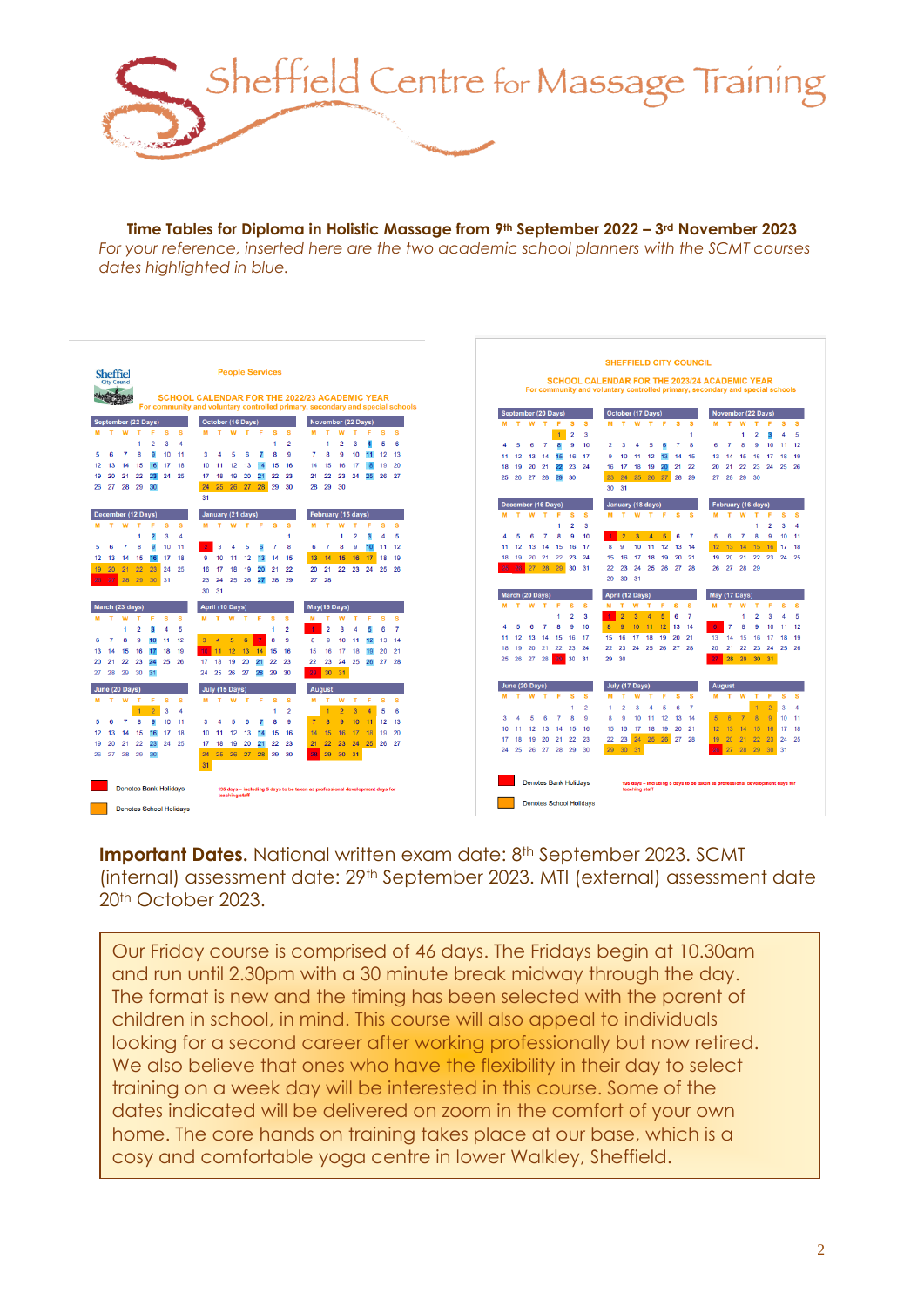Sheffield Centre for Massage Training

**Time Tables for Diploma in Holistic Massage from 9th September 2022 – 3rd November 2023**

*For your reference, inserted here are the two academic school planners with the SCMT courses dates highlighted in blue.*

Sheffield City Council

People Services

**SCHOOL CALENDAR FOR THE 2022/23 ACADEMIC YEAR**
For community and voluntary controlled primary, secondary and special schools

September (22 Days) · October (16 Days) · November (22 Days) · December (12 Days) · January (21 days) · February (15 days) · March (23 days) · April (10 Days) · May (19 Days) · June (20 Days) · July (15 Days) · August

Denotes Bank Holidays

Denotes School Holidays

195 days – including 5 days to be taken as professional development days for teaching staff

SHEFFIELD CITY COUNCIL

**SCHOOL CALENDAR FOR THE 2023/24 ACADEMIC YEAR**
For community and voluntary controlled primary, secondary and special schools

September (20 Days) · October (17 Days) · November (22 Days) · December (16 Days) · January (18 days) · February (16 days) · March (20 Days) · April (12 Days) · May (17 Days) · June (20 Days) · July (17 Days) · August

Denotes Bank Holidays

Denotes School Holidays

195 days – including 5 days to be taken as professional development days for teaching staff

**Important Dates.** National written exam date: 8th September 2023. SCMT (internal) assessment date: 29th September 2023. MTI (external) assessment date 20th October 2023.

Our Friday course is comprised of 46 days. The Fridays begin at 10.30am and run until 2.30pm with a 30 minute break midway through the day. The format is new and the timing has been selected with the parent of children in school, in mind. This course will also appeal to individuals looking for a second career after working professionally but now retired. We also believe that ones who have the flexibility in their day to select training on a week day will be interested in this course. Some of the dates indicated will be delivered on zoom in the comfort of your own home. The core hands on training takes place at our base, which is a cosy and comfortable yoga centre in lower Walkley, Sheffield.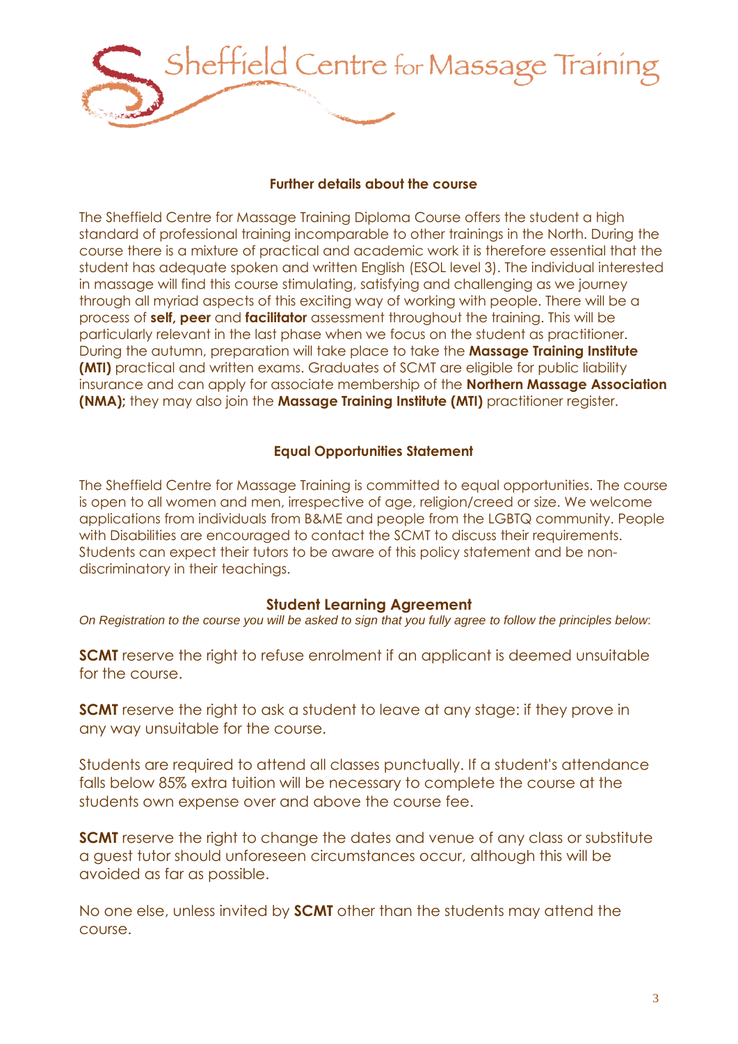# Sheffield Centre for Massage Training

## Further details about the course

The Sheffield Centre for Massage Training Diploma Course offers the student a high standard of professional training incomparable to other trainings in the North. During the course there is a mixture of practical and academic work it is therefore essential that the student has adequate spoken and written English (ESOL level 3). The individual interested in massage will find this course stimulating, satisfying and challenging as we journey through all myriad aspects of this exciting way of working with people. There will be a process of **self, peer** and **facilitator** assessment throughout the training. This will be particularly relevant in the last phase when we focus on the student as practitioner. During the autumn, preparation will take place to take the **Massage Training Institute (MTI)** practical and written exams. Graduates of SCMT are eligible for public liability insurance and can apply for associate membership of the **Northern Massage Association (NMA);** they may also join the **Massage Training Institute (MTI)** practitioner register.

## Equal Opportunities Statement

The Sheffield Centre for Massage Training is committed to equal opportunities. The course is open to all women and men, irrespective of age, religion/creed or size. We welcome applications from individuals from B&ME and people from the LGBTQ community. People with Disabilities are encouraged to contact the SCMT to discuss their requirements. Students can expect their tutors to be aware of this policy statement and be non-discriminatory in their teachings.

## Student Learning Agreement

*On Registration to the course you will be asked to sign that you fully agree to follow the principles below*:

**SCMT** reserve the right to refuse enrolment if an applicant is deemed unsuitable for the course.

**SCMT** reserve the right to ask a student to leave at any stage: if they prove in any way unsuitable for the course.

Students are required to attend all classes punctually. If a student's attendance falls below 85% extra tuition will be necessary to complete the course at the students own expense over and above the course fee.

**SCMT** reserve the right to change the dates and venue of any class or substitute a guest tutor should unforeseen circumstances occur, although this will be avoided as far as possible.

No one else, unless invited by **SCMT** other than the students may attend the course.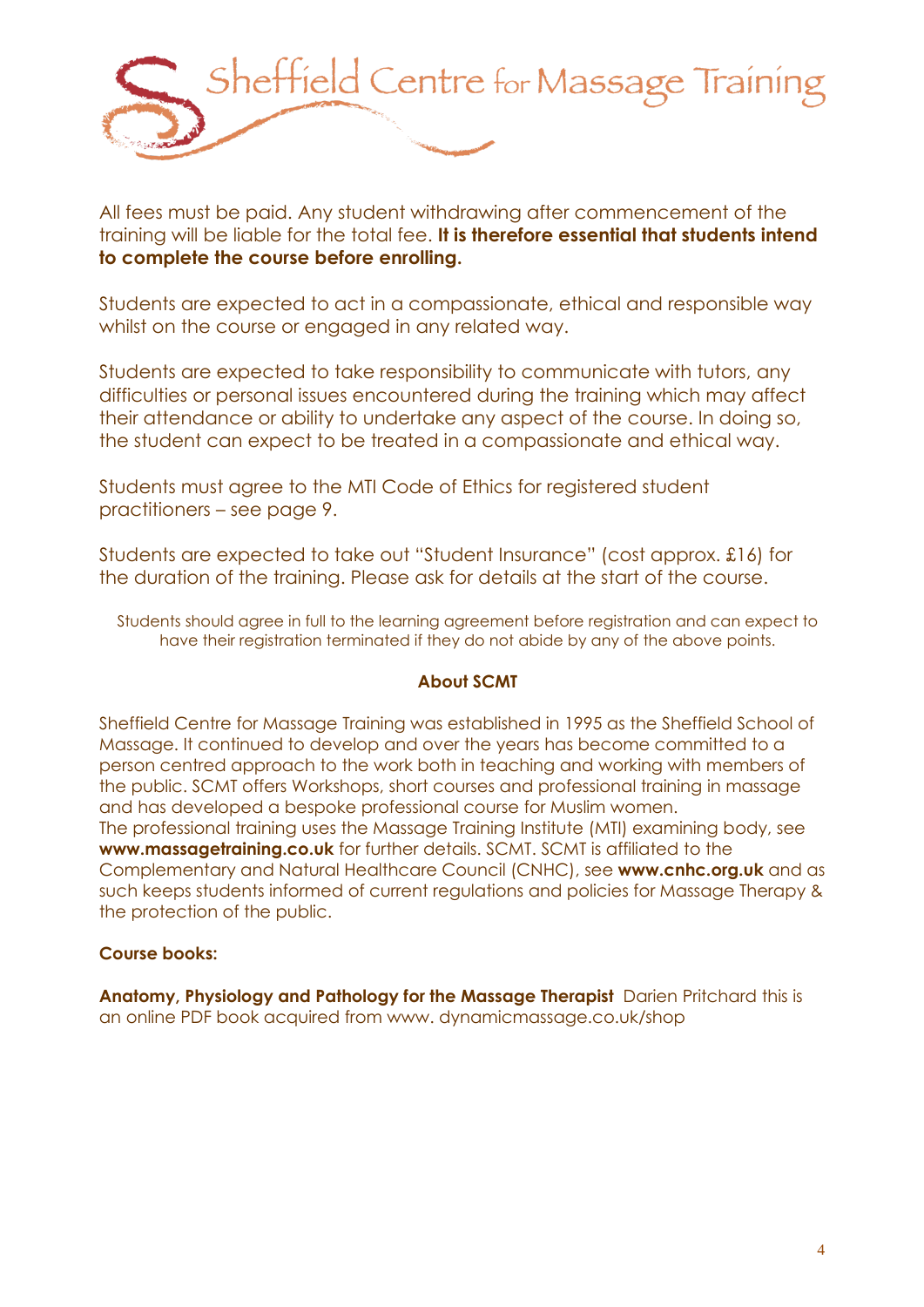All fees must be paid. Any student withdrawing after commencement of the training will be liable for the total fee. **It is therefore essential that students intend to complete the course before enrolling.**

Students are expected to act in a compassionate, ethical and responsible way whilst on the course or engaged in any related way.

Students are expected to take responsibility to communicate with tutors, any difficulties or personal issues encountered during the training which may affect their attendance or ability to undertake any aspect of the course. In doing so, the student can expect to be treated in a compassionate and ethical way.

Students must agree to the MTI Code of Ethics for registered student practitioners – see page 9.

Students are expected to take out "Student Insurance" (cost approx. £16) for the duration of the training. Please ask for details at the start of the course.

Students should agree in full to the learning agreement before registration and can expect to have their registration terminated if they do not abide by any of the above points.

**About SCMT**

Sheffield Centre for Massage Training was established in 1995 as the Sheffield School of Massage. It continued to develop and over the years has become committed to a person centred approach to the work both in teaching and working with members of the public. SCMT offers Workshops, short courses and professional training in massage and has developed a bespoke professional course for Muslim women.
The professional training uses the Massage Training Institute (MTI) examining body, see **www.massagetraining.co.uk** for further details. SCMT. SCMT is affiliated to the Complementary and Natural Healthcare Council (CNHC), see **www.cnhc.org.uk** and as such keeps students informed of current regulations and policies for Massage Therapy & the protection of the public.

**Course books:**

**Anatomy, Physiology and Pathology for the Massage Therapist** Darien Pritchard this is an online PDF book acquired from www. dynamicmassage.co.uk/shop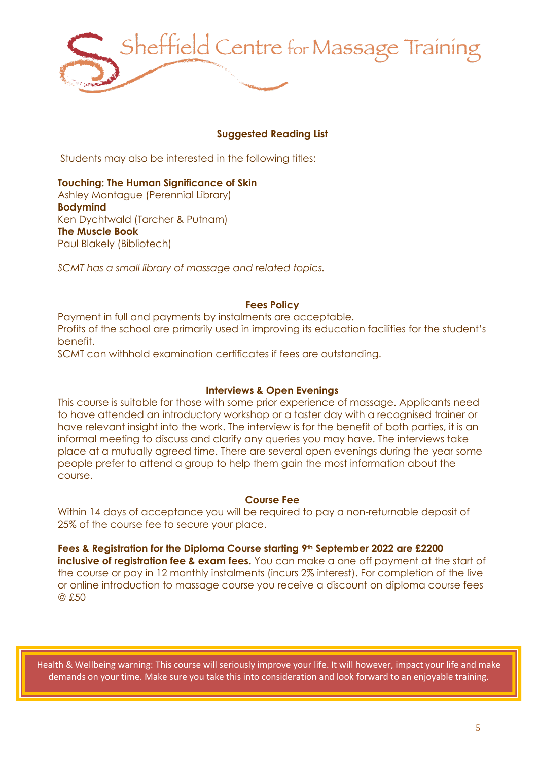Sheffield Centre for Massage Training

## Suggested Reading List

Students may also be interested in the following titles:

**Touching: The Human Significance of Skin**
Ashley Montague (Perennial Library)
**Bodymind**
Ken Dychtwald (Tarcher & Putnam)
**The Muscle Book**
Paul Blakely (Bibliotech)

*SCMT has a small library of massage and related topics.*

## Fees Policy

Payment in full and payments by instalments are acceptable.
Profits of the school are primarily used in improving its education facilities for the student's benefit.
SCMT can withhold examination certificates if fees are outstanding.

## Interviews & Open Evenings

This course is suitable for those with some prior experience of massage. Applicants need to have attended an introductory workshop or a taster day with a recognised trainer or have relevant insight into the work. The interview is for the benefit of both parties, it is an informal meeting to discuss and clarify any queries you may have. The interviews take place at a mutually agreed time. There are several open evenings during the year some people prefer to attend a group to help them gain the most information about the course.

## Course Fee

Within 14 days of acceptance you will be required to pay a non-returnable deposit of 25% of the course fee to secure your place.

**Fees & Registration for the Diploma Course starting 9th September 2022 are £2200 inclusive of registration fee & exam fees.** You can make a one off payment at the start of the course or pay in 12 monthly instalments (incurs 2% interest). For completion of the live or online introduction to massage course you receive a discount on diploma course fees @ £50

Health & Wellbeing warning: This course will seriously improve your life. It will however, impact your life and make demands on your time. Make sure you take this into consideration and look forward to an enjoyable training.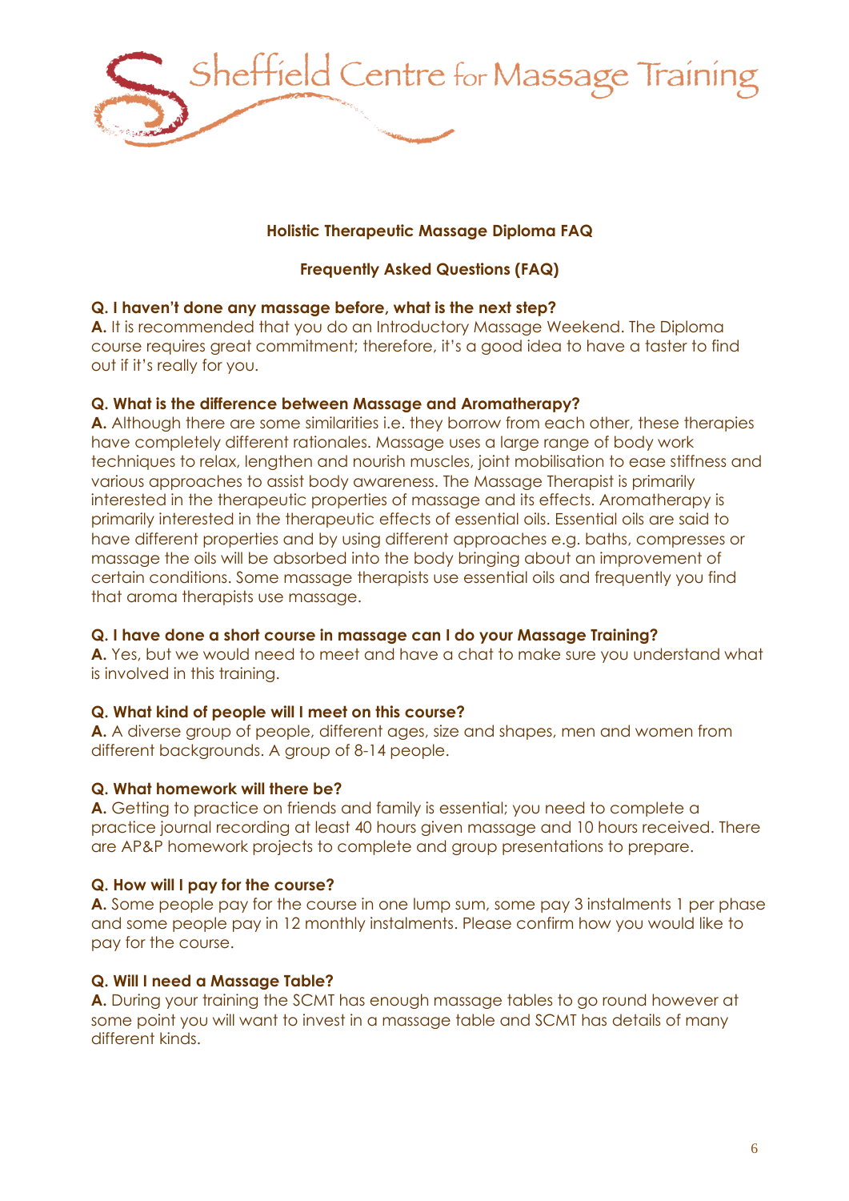**Holistic Therapeutic Massage Diploma FAQ**

**Frequently Asked Questions (FAQ)**

**Q. I haven't done any massage before, what is the next step?**
**A.** It is recommended that you do an Introductory Massage Weekend. The Diploma course requires great commitment; therefore, it's a good idea to have a taster to find out if it's really for you.

**Q. What is the difference between Massage and Aromatherapy?**
**A.** Although there are some similarities i.e. they borrow from each other, these therapies have completely different rationales. Massage uses a large range of body work techniques to relax, lengthen and nourish muscles, joint mobilisation to ease stiffness and various approaches to assist body awareness. The Massage Therapist is primarily interested in the therapeutic properties of massage and its effects. Aromatherapy is primarily interested in the therapeutic effects of essential oils. Essential oils are said to have different properties and by using different approaches e.g. baths, compresses or massage the oils will be absorbed into the body bringing about an improvement of certain conditions. Some massage therapists use essential oils and frequently you find that aroma therapists use massage.

**Q. I have done a short course in massage can I do your Massage Training?**
**A.** Yes, but we would need to meet and have a chat to make sure you understand what is involved in this training.

**Q. What kind of people will I meet on this course?**
**A.** A diverse group of people, different ages, size and shapes, men and women from different backgrounds. A group of 8-14 people.

**Q. What homework will there be?**
**A.** Getting to practice on friends and family is essential; you need to complete a practice journal recording at least 40 hours given massage and 10 hours received. There are AP&P homework projects to complete and group presentations to prepare.

**Q. How will I pay for the course?**
**A.** Some people pay for the course in one lump sum, some pay 3 instalments 1 per phase and some people pay in 12 monthly instalments. Please confirm how you would like to pay for the course.

**Q. Will I need a Massage Table?**
**A.** During your training the SCMT has enough massage tables to go round however at some point you will want to invest in a massage table and SCMT has details of many different kinds.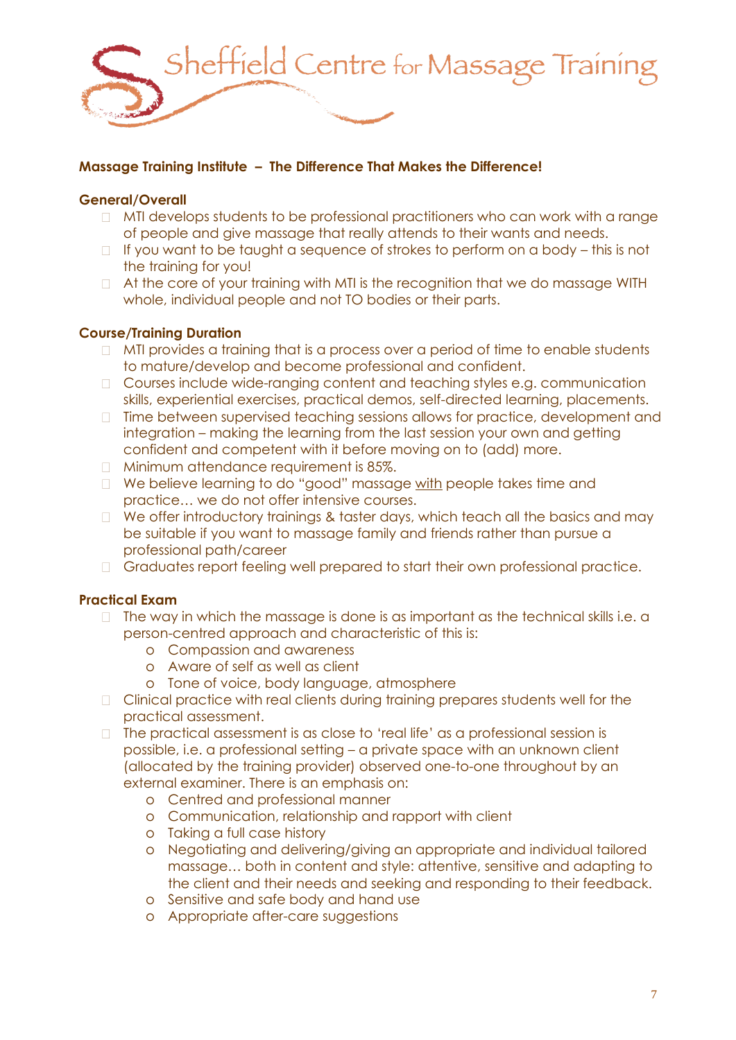Sheffield Centre for Massage Training

**Massage Training Institute – The Difference That Makes the Difference!**

**General/Overall**

- MTI develops students to be professional practitioners who can work with a range of people and give massage that really attends to their wants and needs.
- If you want to be taught a sequence of strokes to perform on a body – this is not the training for you!
- At the core of your training with MTI is the recognition that we do massage WITH whole, individual people and not TO bodies or their parts.

**Course/Training Duration**

- MTI provides a training that is a process over a period of time to enable students to mature/develop and become professional and confident.
- Courses include wide-ranging content and teaching styles e.g. communication skills, experiential exercises, practical demos, self-directed learning, placements.
- Time between supervised teaching sessions allows for practice, development and integration – making the learning from the last session your own and getting confident and competent with it before moving on to (add) more.
- Minimum attendance requirement is 85%.
- We believe learning to do "good" massage <u>with</u> people takes time and practice… we do not offer intensive courses.
- We offer introductory trainings & taster days, which teach all the basics and may be suitable if you want to massage family and friends rather than pursue a professional path/career
- Graduates report feeling well prepared to start their own professional practice.

**Practical Exam**

- The way in which the massage is done is as important as the technical skills i.e. a person-centred approach and characteristic of this is:
  - Compassion and awareness
  - Aware of self as well as client
  - Tone of voice, body language, atmosphere
- Clinical practice with real clients during training prepares students well for the practical assessment.
- The practical assessment is as close to 'real life' as a professional session is possible, i.e. a professional setting – a private space with an unknown client (allocated by the training provider) observed one-to-one throughout by an external examiner. There is an emphasis on:
  - Centred and professional manner
  - Communication, relationship and rapport with client
  - Taking a full case history
  - Negotiating and delivering/giving an appropriate and individual tailored massage… both in content and style: attentive, sensitive and adapting to the client and their needs and seeking and responding to their feedback.
  - Sensitive and safe body and hand use
  - Appropriate after-care suggestions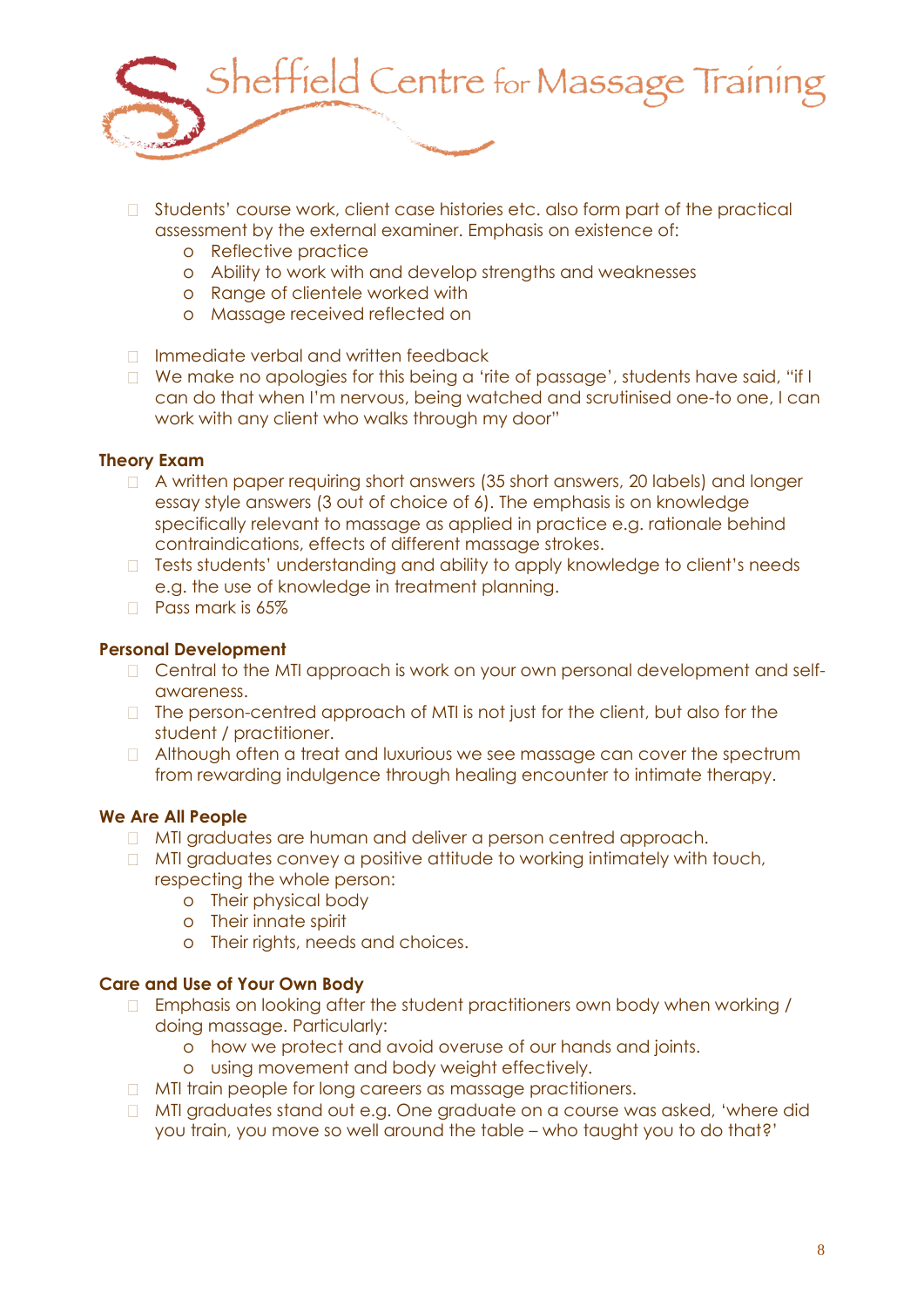- Students' course work, client case histories etc. also form part of the practical assessment by the external examiner. Emphasis on existence of:
  - Reflective practice
  - Ability to work with and develop strengths and weaknesses
  - Range of clientele worked with
  - Massage received reflected on

- Immediate verbal and written feedback
- We make no apologies for this being a 'rite of passage', students have said, "if I can do that when I'm nervous, being watched and scrutinised one-to one, I can work with any client who walks through my door"

**Theory Exam**

- A written paper requiring short answers (35 short answers, 20 labels) and longer essay style answers (3 out of choice of 6). The emphasis is on knowledge specifically relevant to massage as applied in practice e.g. rationale behind contraindications, effects of different massage strokes.
- Tests students' understanding and ability to apply knowledge to client's needs e.g. the use of knowledge in treatment planning.
- Pass mark is 65%

**Personal Development**

- Central to the MTI approach is work on your own personal development and self-awareness.
- The person-centred approach of MTI is not just for the client, but also for the student / practitioner.
- Although often a treat and luxurious we see massage can cover the spectrum from rewarding indulgence through healing encounter to intimate therapy.

**We Are All People**

- MTI graduates are human and deliver a person centred approach.
- MTI graduates convey a positive attitude to working intimately with touch, respecting the whole person:
  - Their physical body
  - Their innate spirit
  - Their rights, needs and choices.

**Care and Use of Your Own Body**

- Emphasis on looking after the student practitioners own body when working / doing massage. Particularly:
  - how we protect and avoid overuse of our hands and joints.
  - using movement and body weight effectively.
- MTI train people for long careers as massage practitioners.
- MTI graduates stand out e.g. One graduate on a course was asked, 'where did you train, you move so well around the table – who taught you to do that?'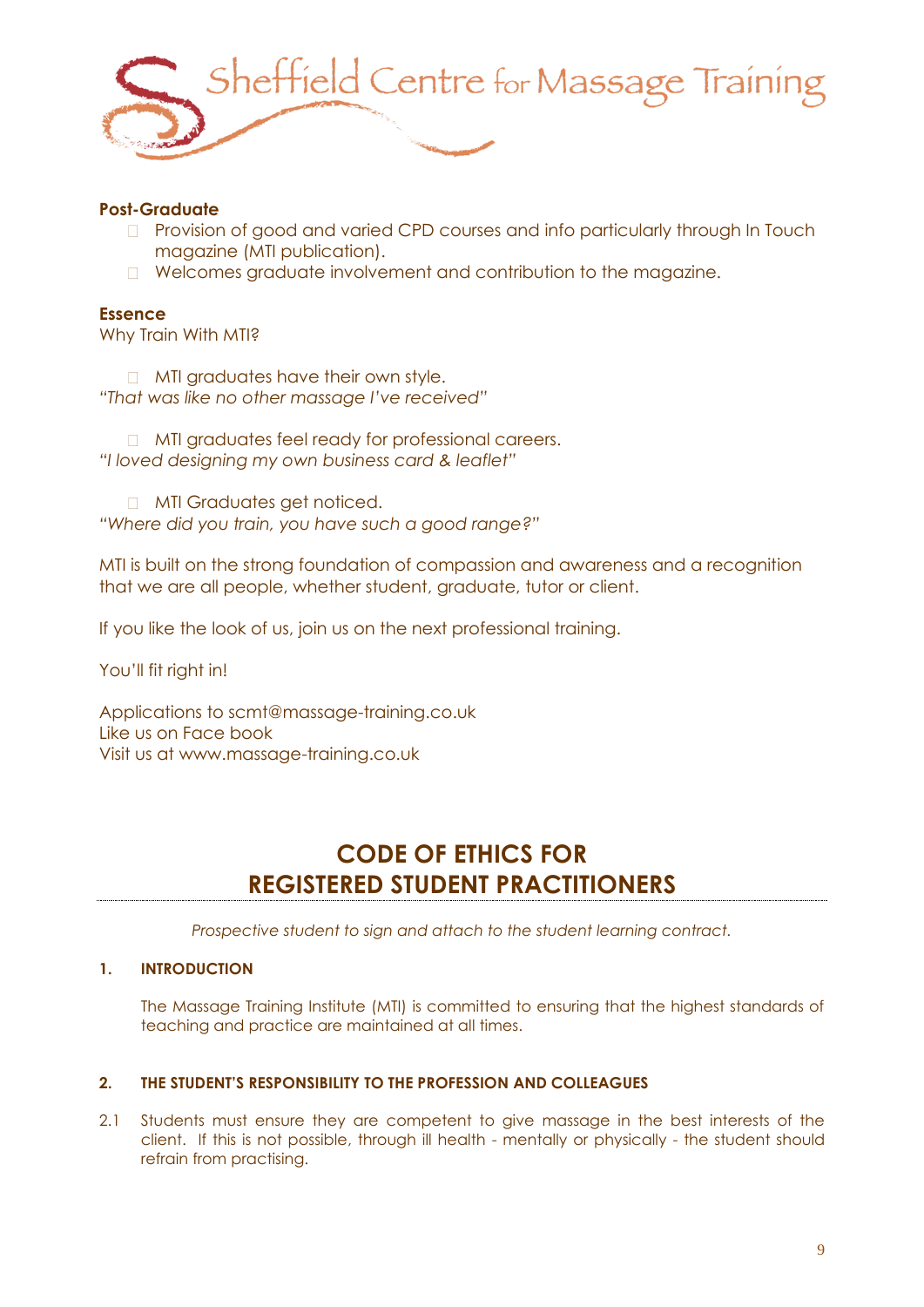**Post-Graduate**

- Provision of good and varied CPD courses and info particularly through In Touch magazine (MTI publication).
- Welcomes graduate involvement and contribution to the magazine.

**Essence**

Why Train With MTI?

- MTI graduates have their own style.

*"That was like no other massage I've received"*

- MTI graduates feel ready for professional careers.

*"I loved designing my own business card & leaflet"*

- MTI Graduates get noticed.

*"Where did you train, you have such a good range?"*

MTI is built on the strong foundation of compassion and awareness and a recognition that we are all people, whether student, graduate, tutor or client.

If you like the look of us, join us on the next professional training.

You'll fit right in!

Applications to scmt@massage-training.co.uk
Like us on Face book
Visit us at www.massage-training.co.uk

## CODE OF ETHICS FOR REGISTERED STUDENT PRACTITIONERS

*Prospective student to sign and attach to the student learning contract.*

### 1. INTRODUCTION

The Massage Training Institute (MTI) is committed to ensuring that the highest standards of teaching and practice are maintained at all times.

### 2. THE STUDENT'S RESPONSIBILITY TO THE PROFESSION AND COLLEAGUES

2.1 Students must ensure they are competent to give massage in the best interests of the client. If this is not possible, through ill health - mentally or physically - the student should refrain from practising.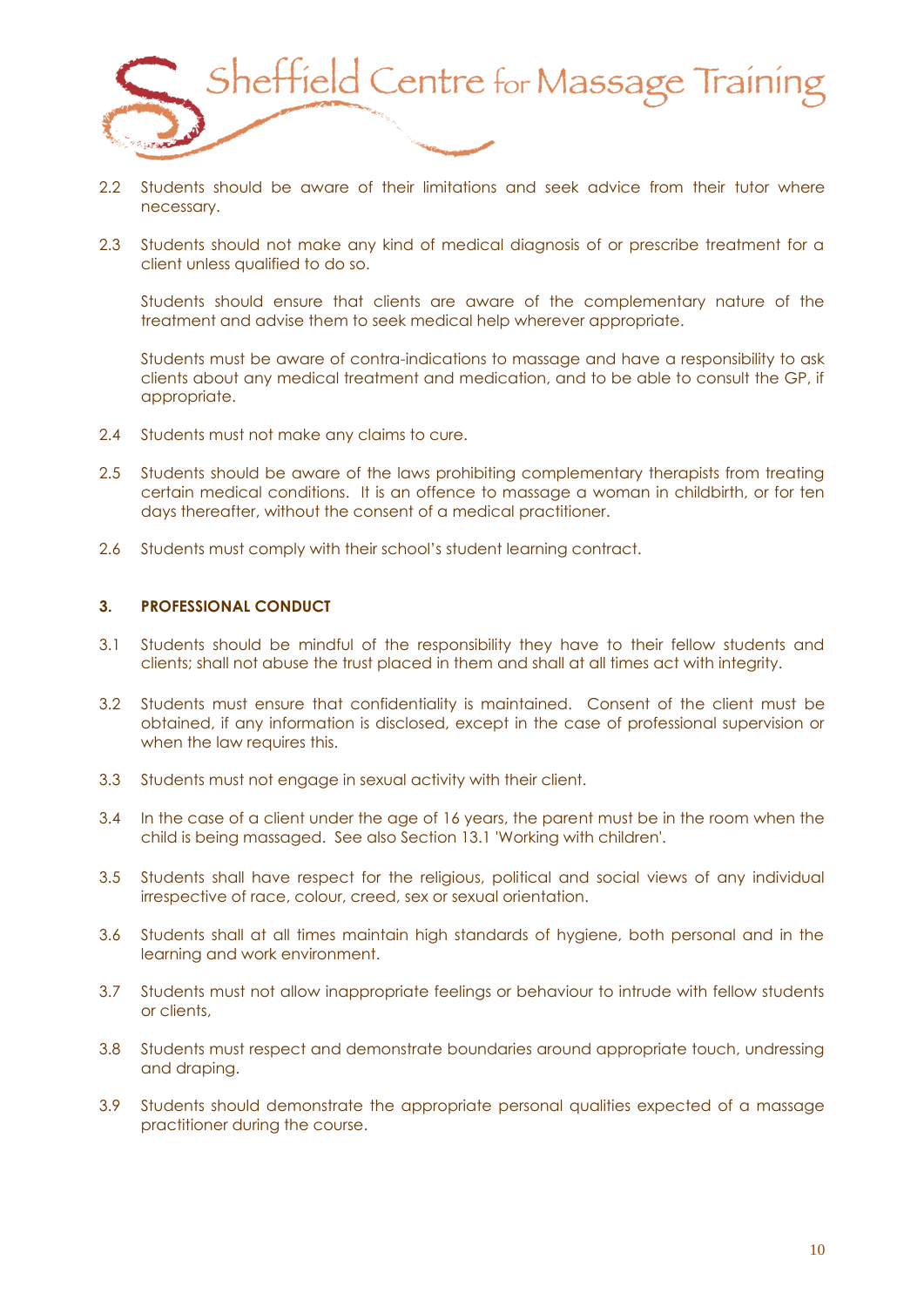2.2 Students should be aware of their limitations and seek advice from their tutor where necessary.

2.3 Students should not make any kind of medical diagnosis of or prescribe treatment for a client unless qualified to do so.

Students should ensure that clients are aware of the complementary nature of the treatment and advise them to seek medical help wherever appropriate.

Students must be aware of contra-indications to massage and have a responsibility to ask clients about any medical treatment and medication, and to be able to consult the GP, if appropriate.

2.4 Students must not make any claims to cure.

2.5 Students should be aware of the laws prohibiting complementary therapists from treating certain medical conditions. It is an offence to massage a woman in childbirth, or for ten days thereafter, without the consent of a medical practitioner.

2.6 Students must comply with their school's student learning contract.

### 3. PROFESSIONAL CONDUCT

3.1 Students should be mindful of the responsibility they have to their fellow students and clients; shall not abuse the trust placed in them and shall at all times act with integrity.

3.2 Students must ensure that confidentiality is maintained. Consent of the client must be obtained, if any information is disclosed, except in the case of professional supervision or when the law requires this.

3.3 Students must not engage in sexual activity with their client.

3.4 In the case of a client under the age of 16 years, the parent must be in the room when the child is being massaged. See also Section 13.1 'Working with children'.

3.5 Students shall have respect for the religious, political and social views of any individual irrespective of race, colour, creed, sex or sexual orientation.

3.6 Students shall at all times maintain high standards of hygiene, both personal and in the learning and work environment.

3.7 Students must not allow inappropriate feelings or behaviour to intrude with fellow students or clients,

3.8 Students must respect and demonstrate boundaries around appropriate touch, undressing and draping.

3.9 Students should demonstrate the appropriate personal qualities expected of a massage practitioner during the course.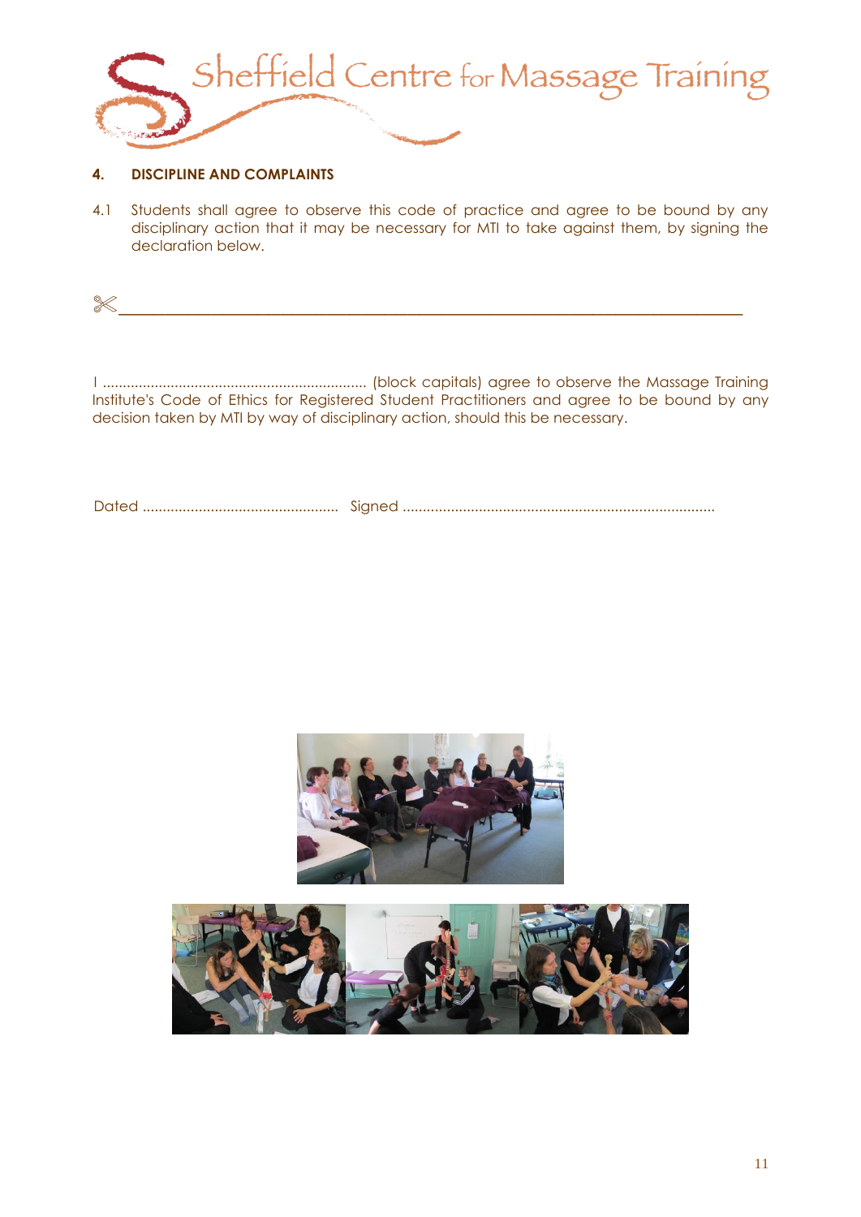## 4. DISCIPLINE AND COMPLAINTS

4.1 Students shall agree to observe this code of practice and agree to be bound by any disciplinary action that it may be necessary for MTI to take against them, by signing the declaration below.

✂ ______________________________________________________________________________

I .................................................................. (block capitals) agree to observe the Massage Training Institute's Code of Ethics for Registered Student Practitioners and agree to be bound by any decision taken by MTI by way of disciplinary action, should this be necessary.

Dated ................................................. Signed ..............................................................................